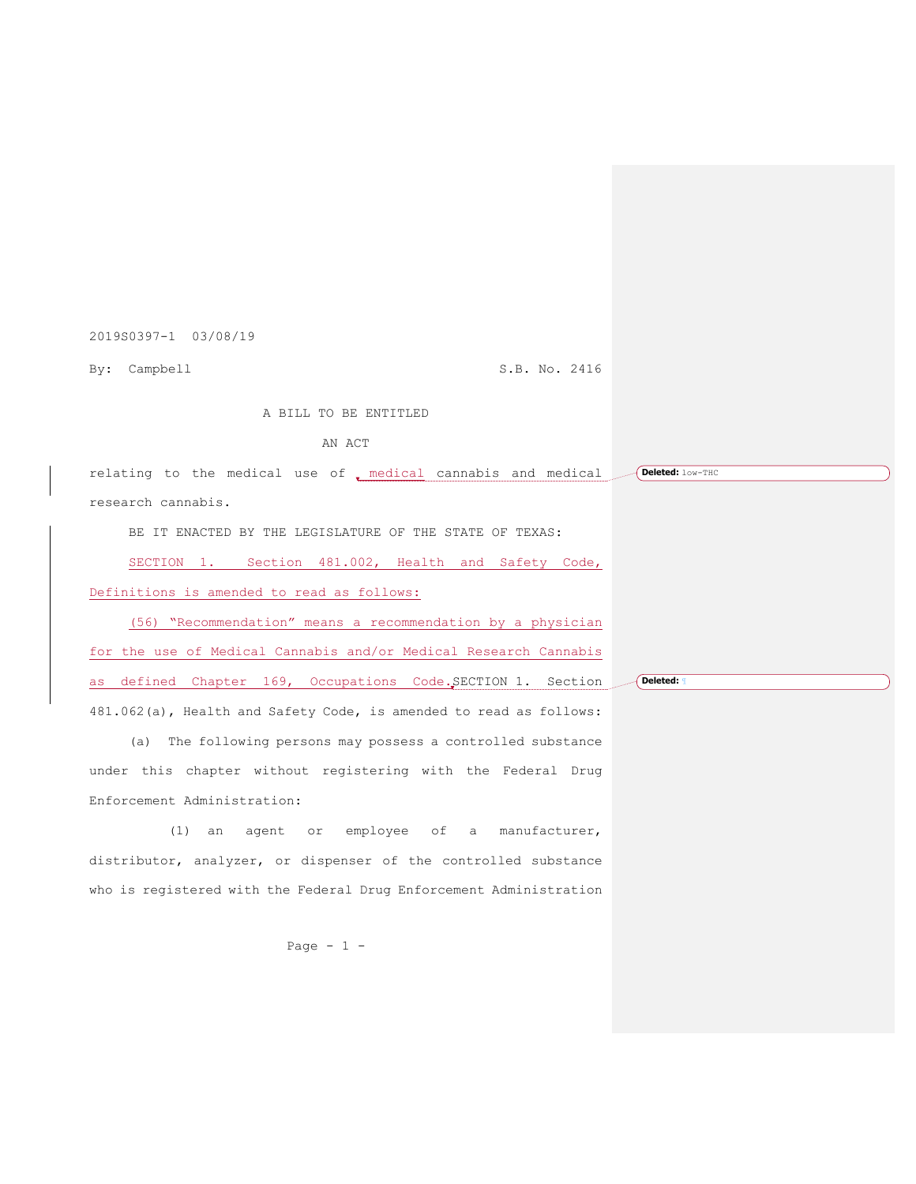2019S0397-1 03/08/19

By: Campbell S.B. No. 2416

A BILL TO BE ENTITLED

AN ACT

relating to the medical use of , medical cannabis and medical research cannabis.

BE IT ENACTED BY THE LEGISLATURE OF THE STATE OF TEXAS:

SECTION 1. Section 481.002, Health and Safety Code, Definitions is amended to read as follows:

(56) "Recommendation" means a recommendation by a physician for the use of Medical Cannabis and/or Medical Research Cannabis as defined Chapter 169, Occupations Code.SECTION 1. Section 481.062(a), Health and Safety Code, is amended to read as follows:

(a) The following persons may possess a controlled substance under this chapter without registering with the Federal Drug Enforcement Administration:

(1) an agent or employee of a manufacturer, distributor, analyzer, or dispenser of the controlled substance who is registered with the Federal Drug Enforcement Administration

Deleted: low-THC

Deleted: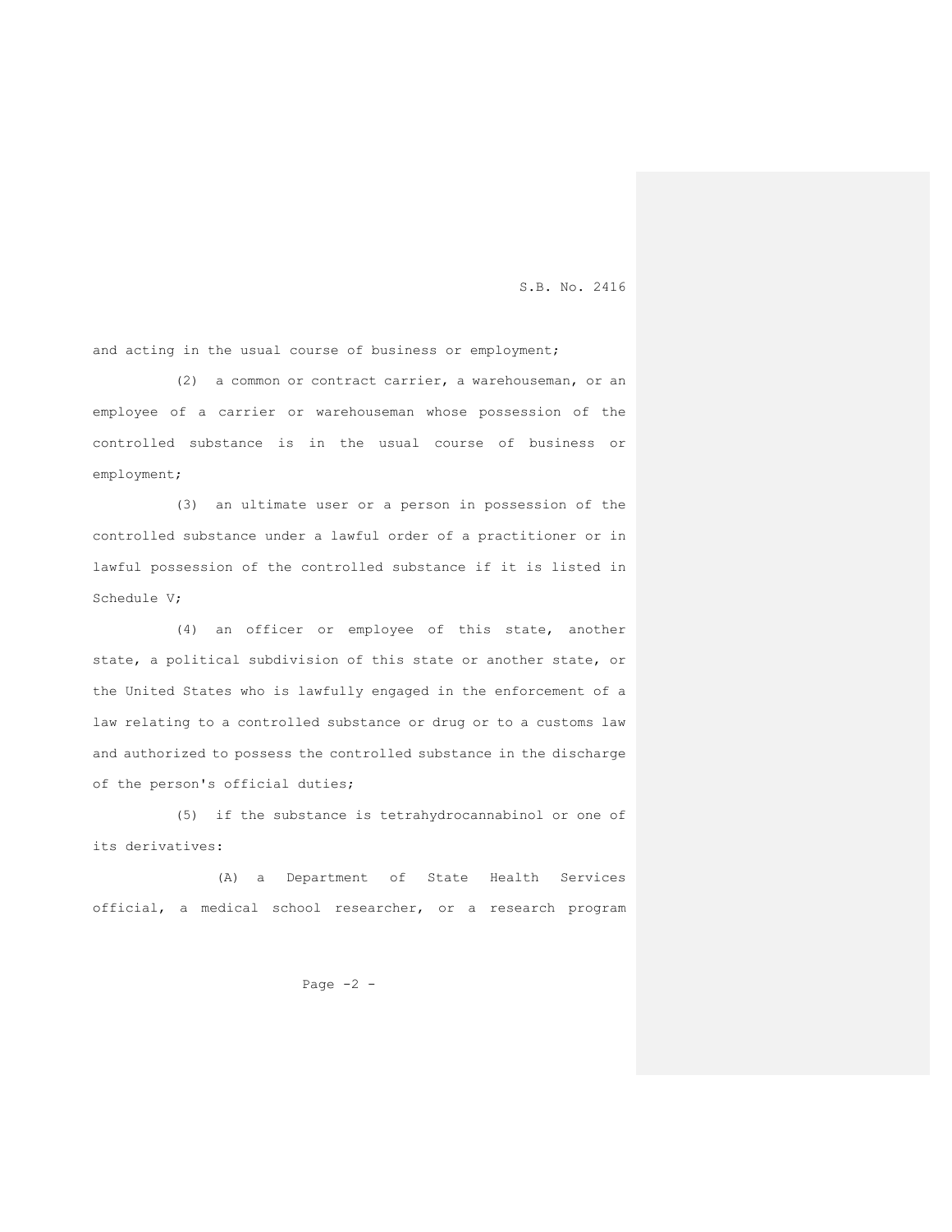and acting in the usual course of business or employment;

(2) a common or contract carrier, a warehouseman, or an employee of a carrier or warehouseman whose possession of the controlled substance is in the usual course of business or employment;

(3) an ultimate user or a person in possession of the controlled substance under a lawful order of a practitioner or in lawful possession of the controlled substance if it is listed in Schedule V;

(4) an officer or employee of this state, another state, a political subdivision of this state or another state, or the United States who is lawfully engaged in the enforcement of a law relating to a controlled substance or drug or to a customs law and authorized to possess the controlled substance in the discharge of the person's official duties;

(5) if the substance is tetrahydrocannabinol or one of its derivatives:

(A) a Department of State Health Services official, a medical school researcher, or a research program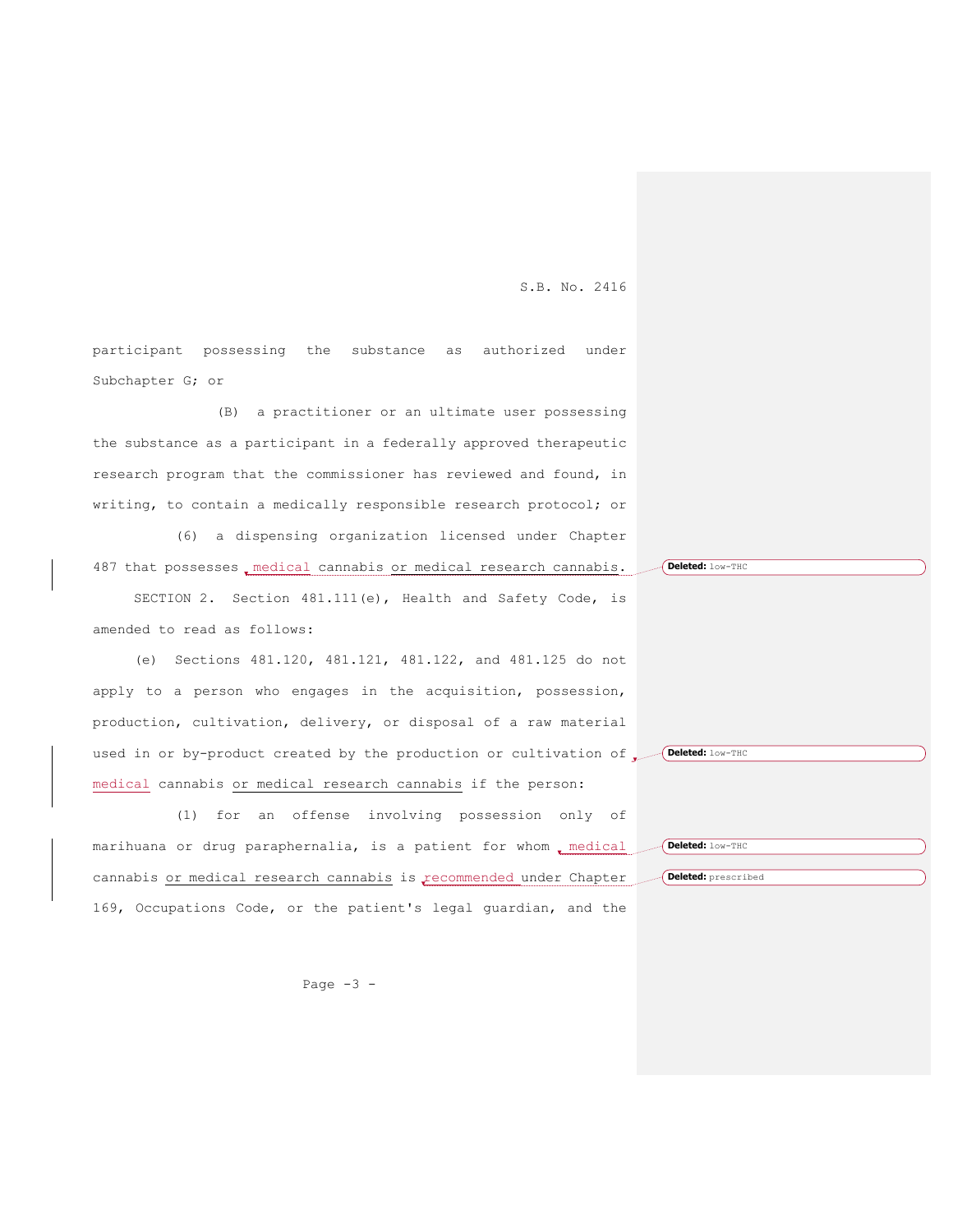participant possessing the substance as authorized under Subchapter G; or

(B) a practitioner or an ultimate user possessing the substance as a participant in a federally approved therapeutic research program that the commissioner has reviewed and found, in writing, to contain a medically responsible research protocol; or

(6) a dispensing organization licensed under Chapter 487 that possesses medical cannabis or medical research cannabis.

SECTION 2. Section 481.111(e), Health and Safety Code, is amended to read as follows:

(e) Sections 481.120, 481.121, 481.122, and 481.125 do not apply to a person who engages in the acquisition, possession, production, cultivation, delivery, or disposal of a raw material used in or by-product created by the production or cultivation of medical cannabis or medical research cannabis if the person:

(1) for an offense involving possession only of marihuana or drug paraphernalia, is a patient for whom medical cannabis or medical research cannabis is recommended under Chapter 169, Occupations Code, or the patient's legal guardian, and the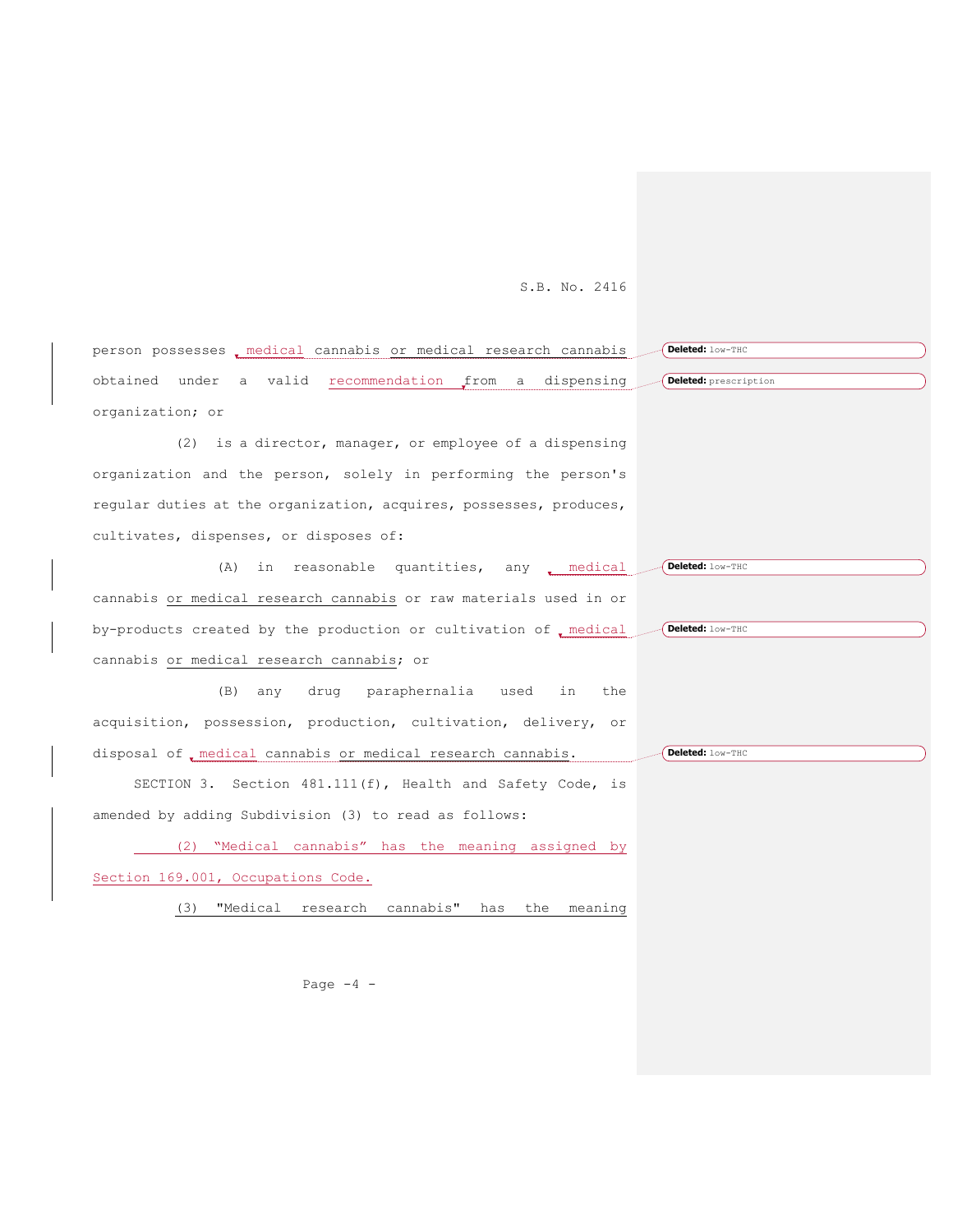person possesses medical cannabis or medical research cannabis obtained under a valid recommendation from a dispensing organization; or

(2) is a director, manager, or employee of a dispensing organization and the person, solely in performing the person's regular duties at the organization, acquires, possesses, produces, cultivates, dispenses, or disposes of:

(A) in reasonable quantities, any medical cannabis or medical research cannabis or raw materials used in or by-products created by the production or cultivation of medical cannabis or medical research cannabis; or

(B) any drug paraphernalia used in the acquisition, possession, production, cultivation, delivery, or disposal of medical cannabis or medical research cannabis.

SECTION 3. Section 481.111(f), Health and Safety Code, is amended by adding Subdivision (3) to read as follows:

(2) "Medical cannabis" has the meaning assigned by Section 169.001, Occupations Code.

(3) "Medical research cannabis" has the meaning

Deleted: low-THC

Deleted: prescription

Deleted: low-THC

Deleted: low-THC

Deleted: low-THC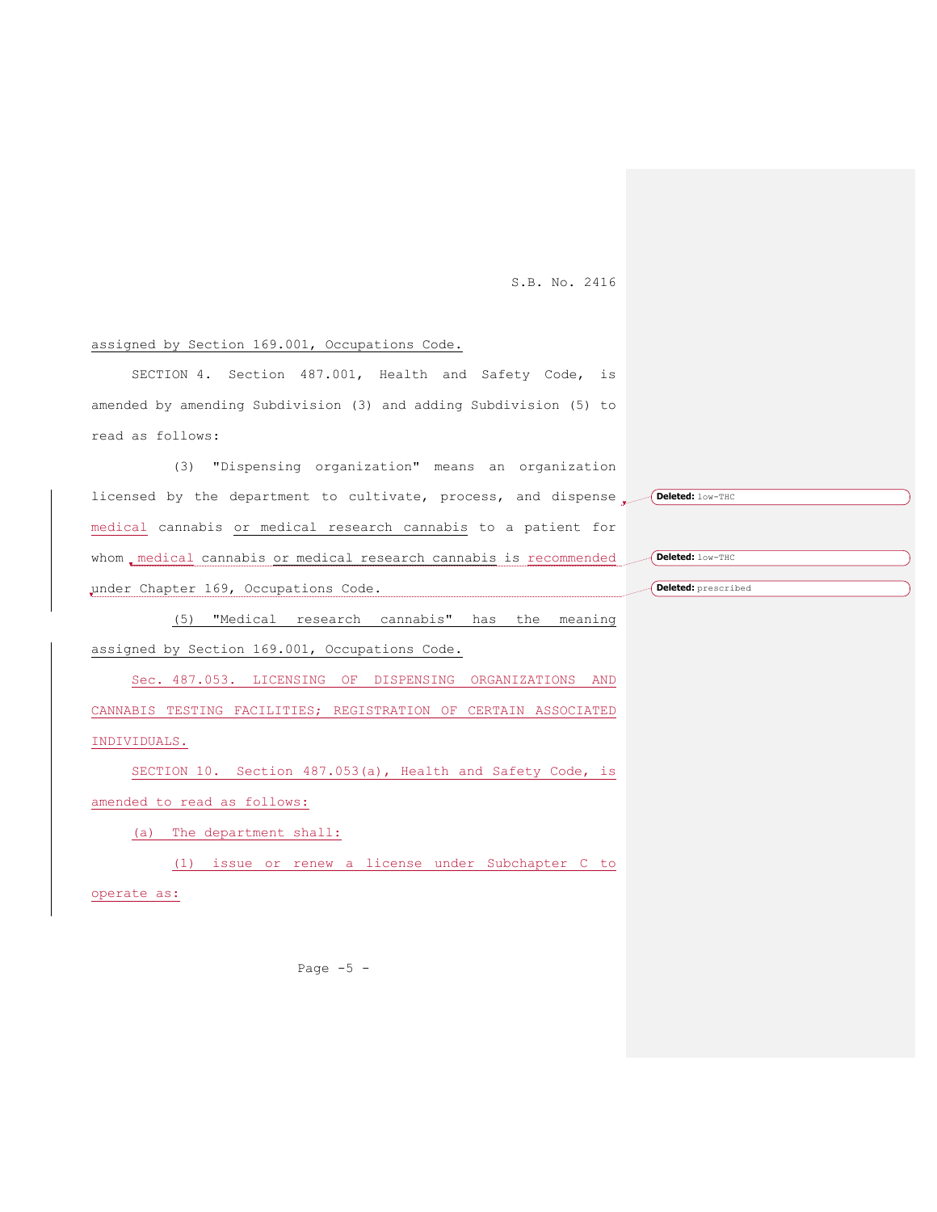assigned by Section 169.001, Occupations Code.

SECTION 4. Section 487.001, Health and Safety Code, is amended by amending Subdivision (3) and adding Subdivision (5) to read as follows:

(3) "Dispensing organization" means an organization licensed by the department to cultivate, process, and dispense medical cannabis or medical research cannabis to a patient for whom medical cannabis or medical research cannabis is recommended under Chapter 169, Occupations Code.

(5) "Medical research cannabis" has the meaning assigned by Section 169.001, Occupations Code.

Sec. 487.053. LICENSING OF DISPENSING ORGANIZATIONS AND CANNABIS TESTING FACILITIES; REGISTRATION OF CERTAIN ASSOCIATED INDIVIDUALS.

SECTION 10. Section 487.053(a), Health and Safety Code, is amended to read as follows:

(a) The department shall:

(1) issue or renew a license under Subchapter C to operate as:

Deleted: low-THC

Deleted: low-THC

Deleted: prescribed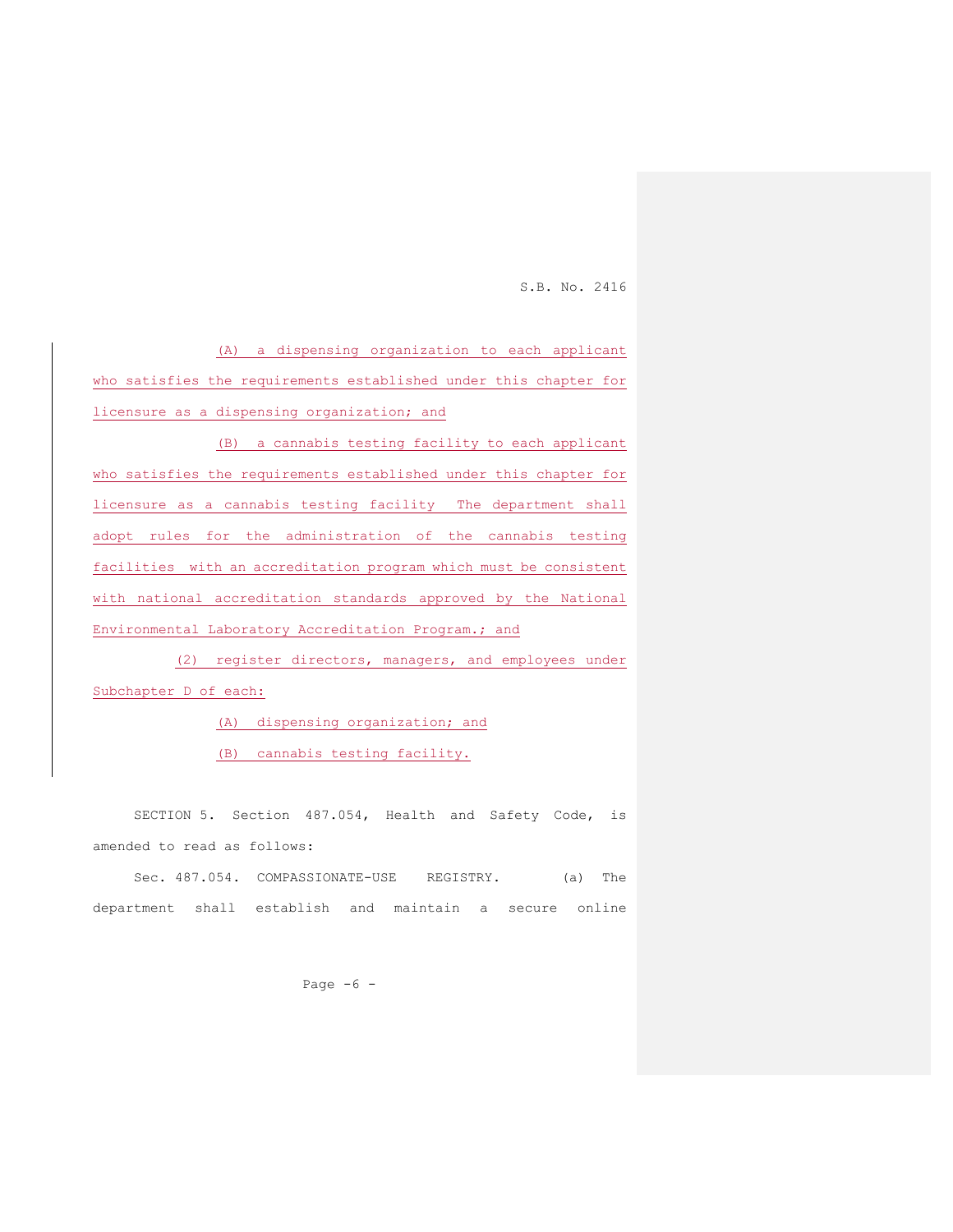(A) a dispensing organization to each applicant who satisfies the requirements established under this chapter for licensure as a dispensing organization; and

(B) a cannabis testing facility to each applicant who satisfies the requirements established under this chapter for licensure as a cannabis testing facility The department shall adopt rules for the administration of the cannabis testing facilities with an accreditation program which must be consistent with national accreditation standards approved by the National Environmental Laboratory Accreditation Program.; and

(2) register directors, managers, and employees under Subchapter D of each:

(A) dispensing organization; and

(B) cannabis testing facility.

SECTION 5. Section 487.054, Health and Safety Code, is amended to read as follows:

Sec. 487.054. COMPASSIONATE-USE REGISTRY. (a) The department shall establish and maintain a secure online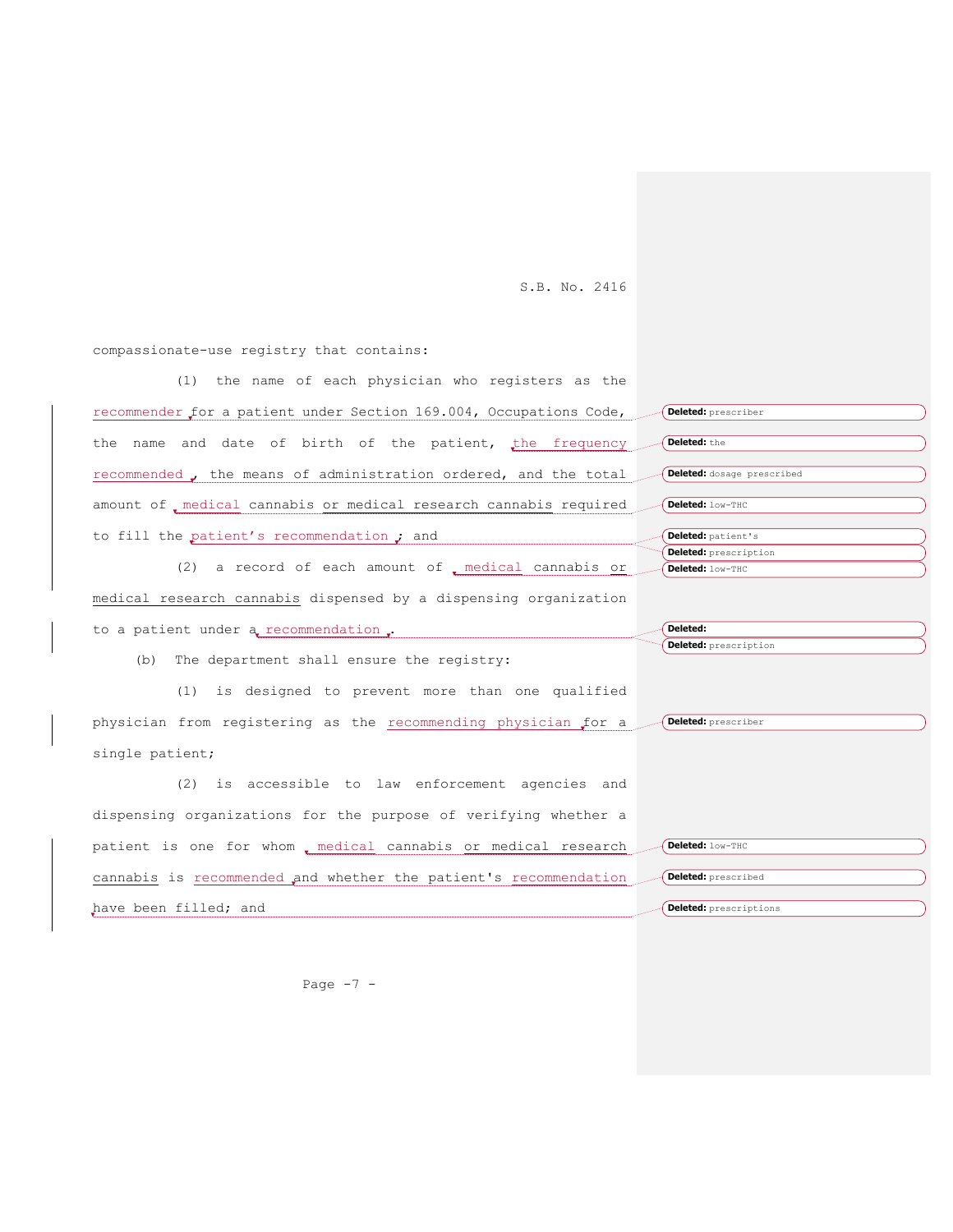compassionate-use registry that contains:

(1) the name of each physician who registers as the recommender for a patient under Section 169.004, Occupations Code, the name and date of birth of the patient, the frequency recommended, the means of administration ordered, and the total amount of medical cannabis or medical research cannabis required to fill the patient's recommendation; and

(2) a record of each amount of medical cannabis or medical research cannabis dispensed by a dispensing organization to a patient under a recommendation.

(b) The department shall ensure the registry:

(1) is designed to prevent more than one qualified physician from registering as the recommending physician for a single patient;

(2) is accessible to law enforcement agencies and dispensing organizations for the purpose of verifying whether a patient is one for whom medical cannabis or medical research cannabis is recommended and whether the patient's recommendation have been filled; and

Deleted: prescriber

Deleted: the

Deleted: dosage prescribed

Deleted: low-THC

Deleted: patient's

Deleted: prescription

Deleted: low-THC

Deleted:

Deleted: prescription

Deleted: prescriber

Deleted: low-THC

Deleted: prescribed

Deleted: prescriptions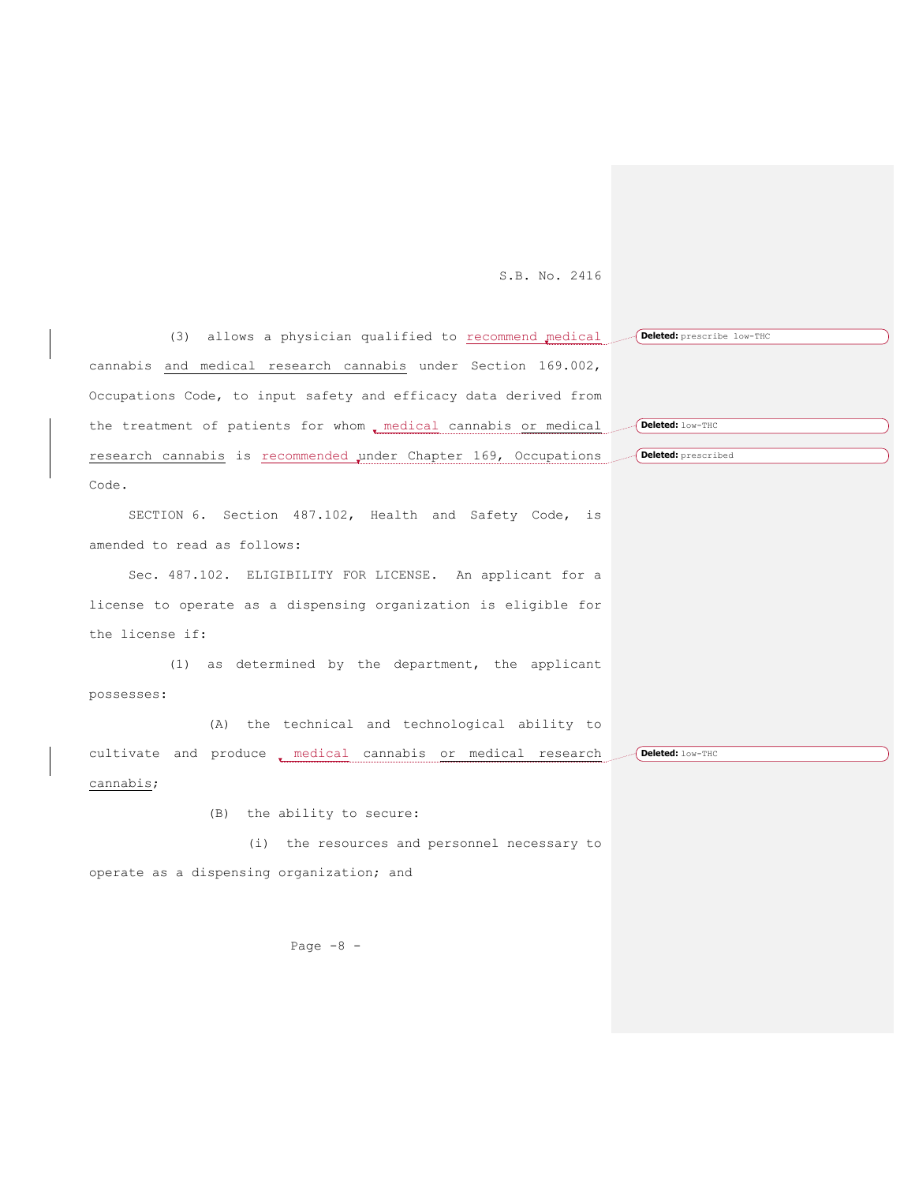(3) allows a physician qualified to recommend medical cannabis and medical research cannabis under Section 169.002, Occupations Code, to input safety and efficacy data derived from the treatment of patients for whom medical cannabis or medical research cannabis is recommended under Chapter 169, Occupations Code.

Deleted: prescribe low-THC

Deleted: low-THC

Deleted: prescribed

SECTION 6. Section 487.102, Health and Safety Code, is amended to read as follows:

Sec. 487.102. ELIGIBILITY FOR LICENSE. An applicant for a license to operate as a dispensing organization is eligible for the license if:

(1) as determined by the department, the applicant possesses:

(A) the technical and technological ability to cultivate and produce medical cannabis or medical research cannabis;

Deleted: low-THC

(B) the ability to secure:

(i) the resources and personnel necessary to operate as a dispensing organization; and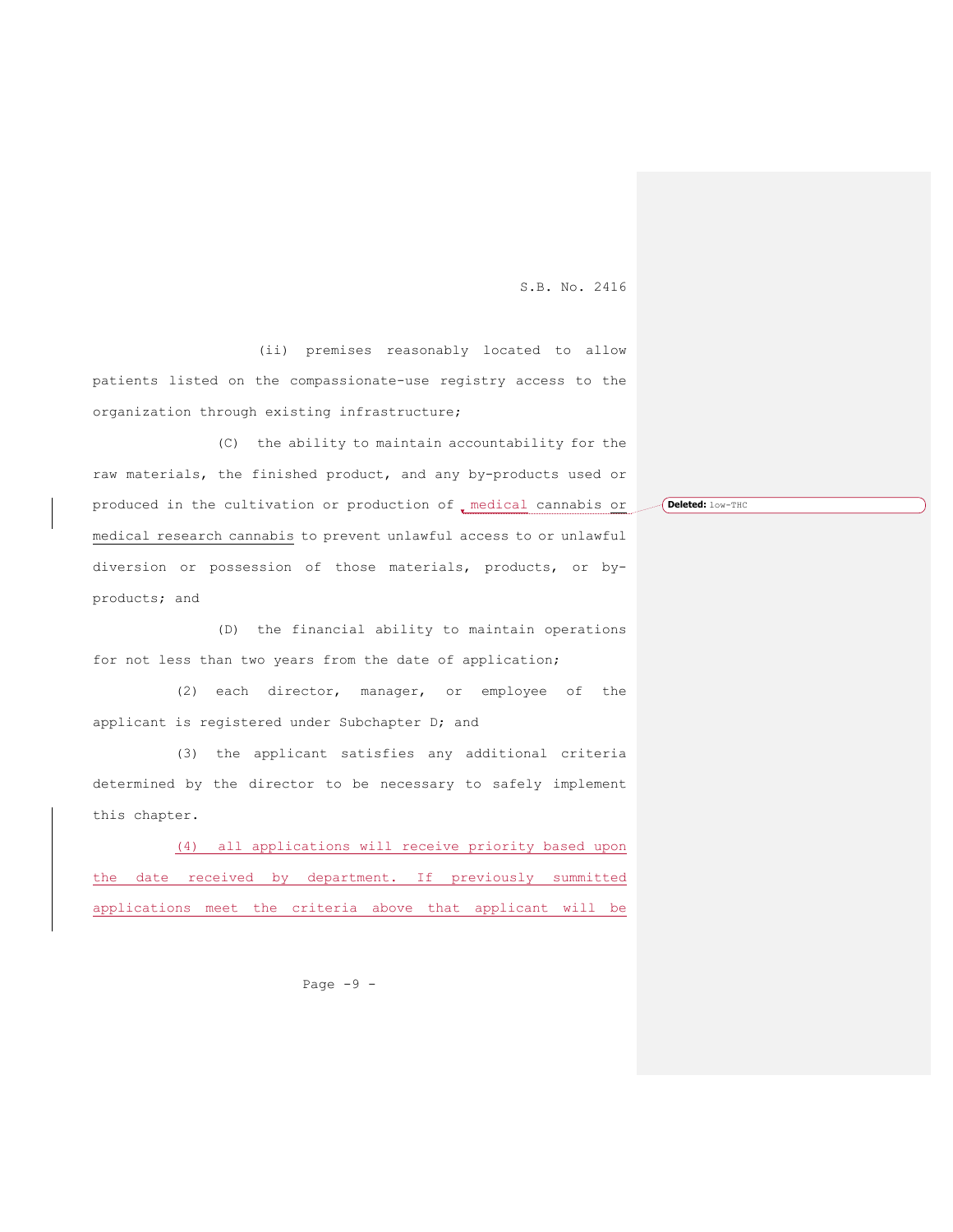(ii) premises reasonably located to allow patients listed on the compassionate-use registry access to the organization through existing infrastructure;

(C) the ability to maintain accountability for the raw materials, the finished product, and any by-products used or produced in the cultivation or production of medical cannabis or medical research cannabis to prevent unlawful access to or unlawful diversion or possession of those materials, products, or by-products; and

(D) the financial ability to maintain operations for not less than two years from the date of application;

(2) each director, manager, or employee of the applicant is registered under Subchapter D; and

(3) the applicant satisfies any additional criteria determined by the director to be necessary to safely implement this chapter.

(4) all applications will receive priority based upon the date received by department. If previously summitted applications meet the criteria above that applicant will be

**Deleted:** low-THC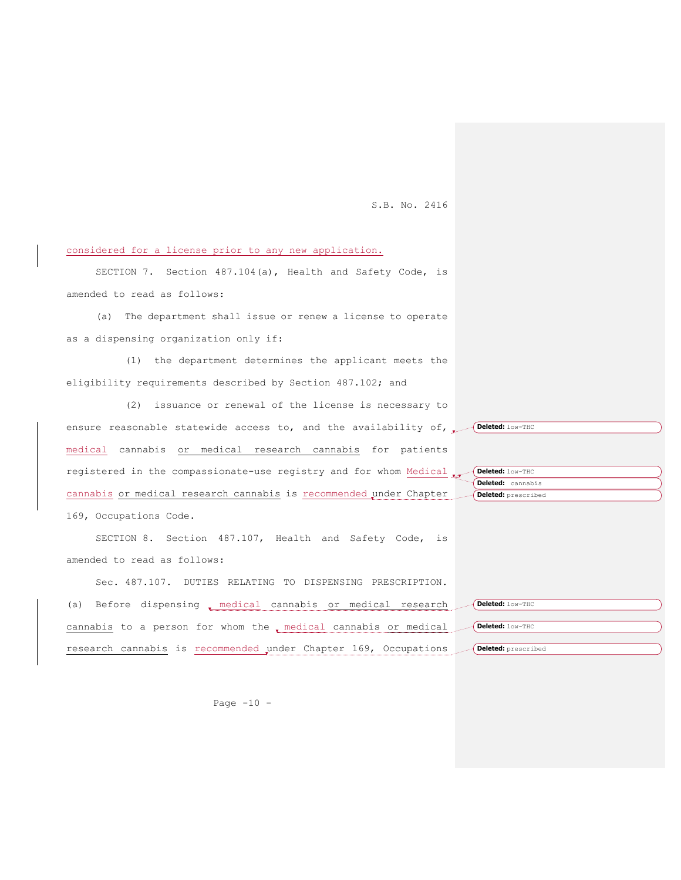considered for a license prior to any new application.

SECTION 7. Section 487.104(a), Health and Safety Code, is amended to read as follows:

(a) The department shall issue or renew a license to operate as a dispensing organization only if:

(1) the department determines the applicant meets the eligibility requirements described by Section 487.102; and

(2) issuance or renewal of the license is necessary to ensure reasonable statewide access to, and the availability of, medical cannabis or medical research cannabis for patients registered in the compassionate-use registry and for whom Medical cannabis or medical research cannabis is recommended under Chapter 169, Occupations Code.

SECTION 8. Section 487.107, Health and Safety Code, is amended to read as follows:

Sec. 487.107. DUTIES RELATING TO DISPENSING PRESCRIPTION. (a) Before dispensing medical cannabis or medical research cannabis to a person for whom the medical cannabis or medical research cannabis is recommended under Chapter 169, Occupations

Deleted: low-THC

Deleted: low-THC

Deleted: cannabis

Deleted: prescribed

Deleted: low-THC

Deleted: low-THC

Deleted: prescribed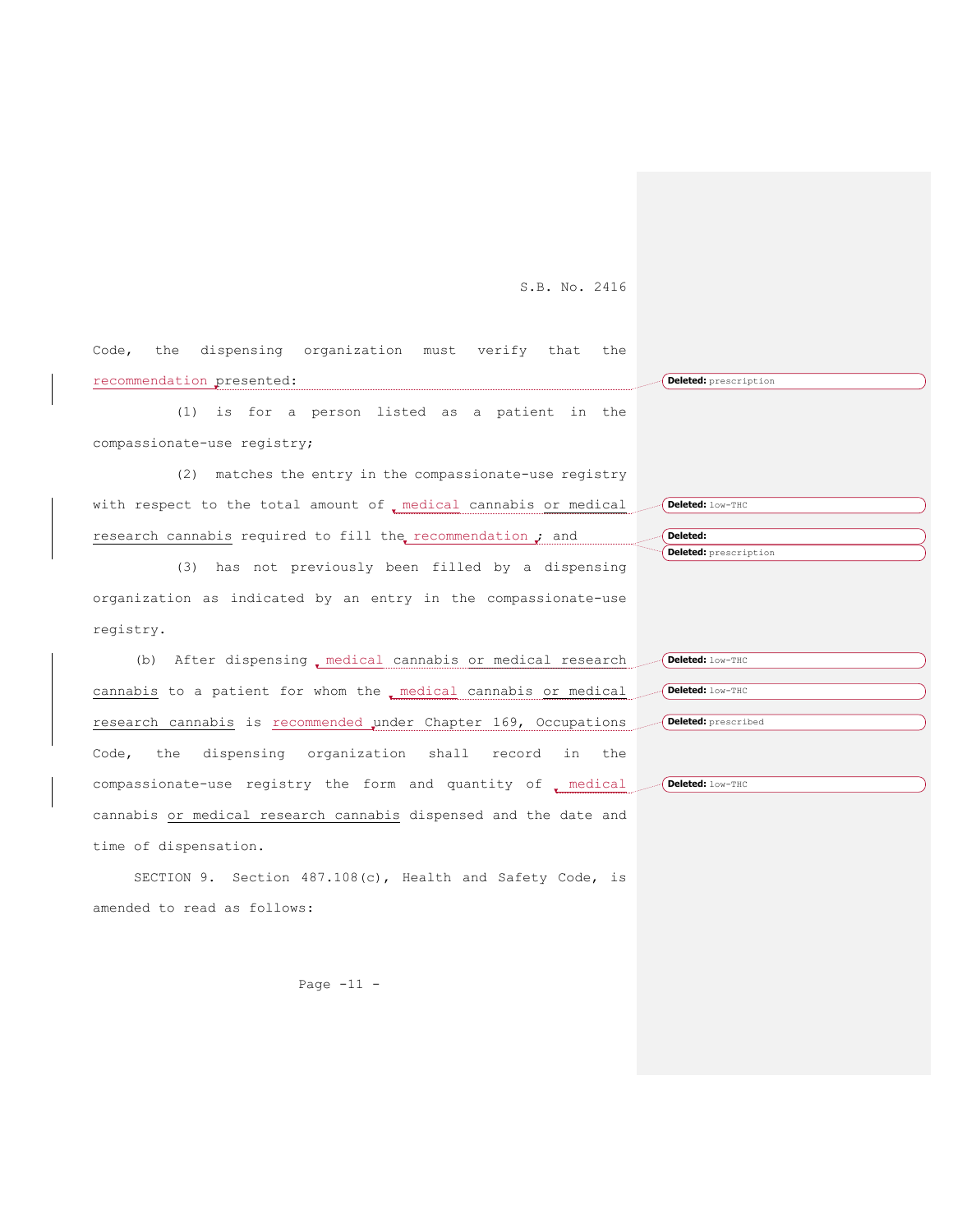Code, the dispensing organization must verify that the recommendation presented:

(1) is for a person listed as a patient in the compassionate-use registry;

(2) matches the entry in the compassionate-use registry with respect to the total amount of medical cannabis or medical research cannabis required to fill the recommendation; and

(3) has not previously been filled by a dispensing organization as indicated by an entry in the compassionate-use registry.

(b) After dispensing medical cannabis or medical research cannabis to a patient for whom the medical cannabis or medical research cannabis is recommended under Chapter 169, Occupations Code, the dispensing organization shall record in the compassionate-use registry the form and quantity of medical cannabis or medical research cannabis dispensed and the date and time of dispensation.

SECTION 9. Section 487.108(c), Health and Safety Code, is amended to read as follows: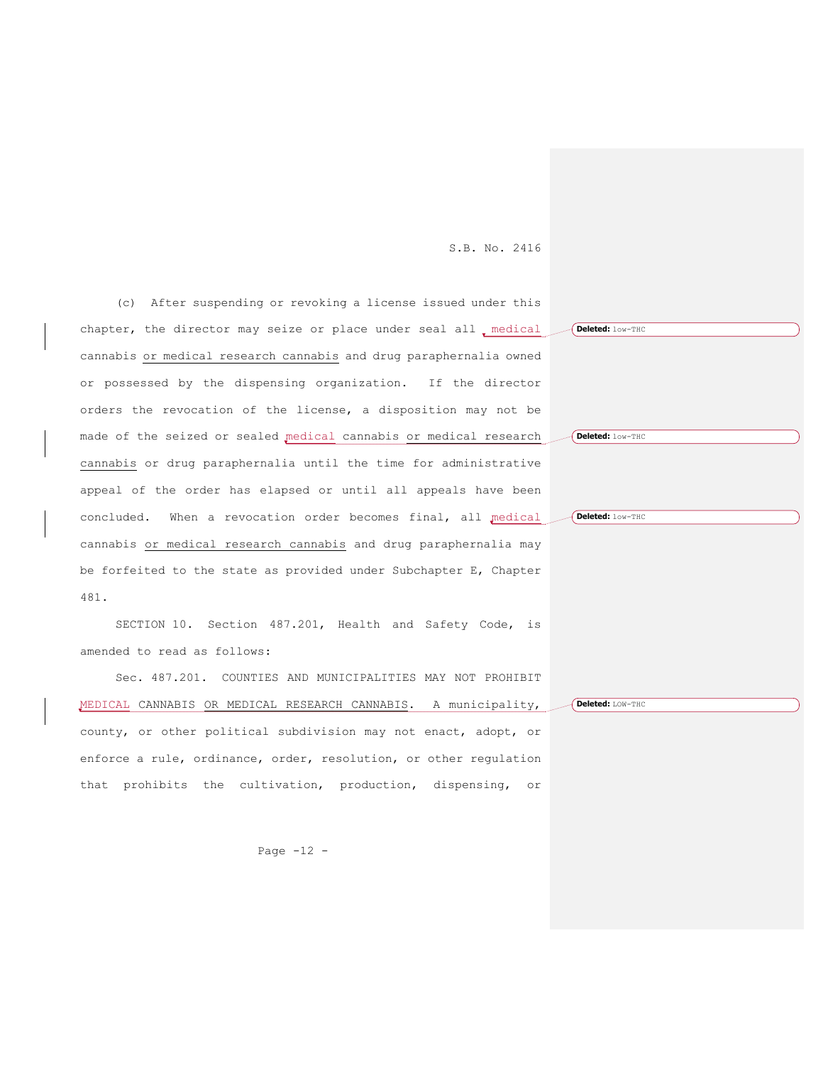(c) After suspending or revoking a license issued under this chapter, the director may seize or place under seal all medical cannabis or medical research cannabis and drug paraphernalia owned or possessed by the dispensing organization. If the director orders the revocation of the license, a disposition may not be made of the seized or sealed medical cannabis or medical research cannabis or drug paraphernalia until the time for administrative appeal of the order has elapsed or until all appeals have been concluded. When a revocation order becomes final, all medical cannabis or medical research cannabis and drug paraphernalia may be forfeited to the state as provided under Subchapter E, Chapter 481.

SECTION 10. Section 487.201, Health and Safety Code, is amended to read as follows:

Sec. 487.201. COUNTIES AND MUNICIPALITIES MAY NOT PROHIBIT MEDICAL CANNABIS OR MEDICAL RESEARCH CANNABIS. A municipality, county, or other political subdivision may not enact, adopt, or enforce a rule, ordinance, order, resolution, or other regulation that prohibits the cultivation, production, dispensing, or

Deleted: low-THC

Deleted: low-THC

Deleted: low-THC

Deleted: LOW-THC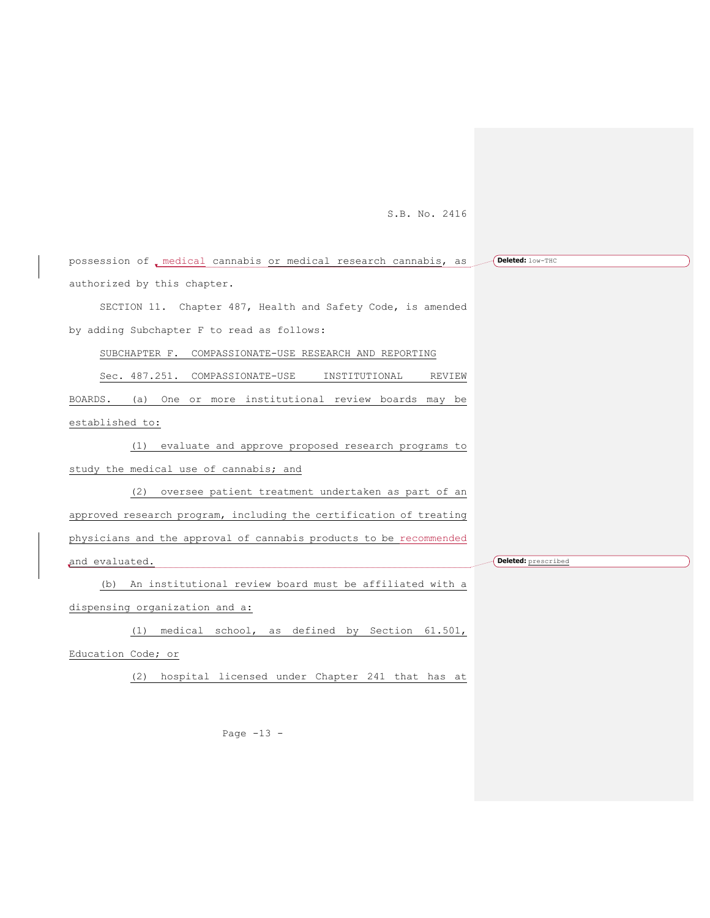possession of medical cannabis or medical research cannabis, as authorized by this chapter.

SECTION 11. Chapter 487, Health and Safety Code, is amended by adding Subchapter F to read as follows:

SUBCHAPTER F. COMPASSIONATE-USE RESEARCH AND REPORTING

Sec. 487.251. COMPASSIONATE-USE INSTITUTIONAL REVIEW BOARDS. (a) One or more institutional review boards may be established to:

(1) evaluate and approve proposed research programs to study the medical use of cannabis; and

(2) oversee patient treatment undertaken as part of an approved research program, including the certification of treating physicians and the approval of cannabis products to be recommended and evaluated.

(b) An institutional review board must be affiliated with a dispensing organization and a:

(1) medical school, as defined by Section 61.501, Education Code; or

(2) hospital licensed under Chapter 241 that has at

Deleted: low-THC

Deleted: prescribed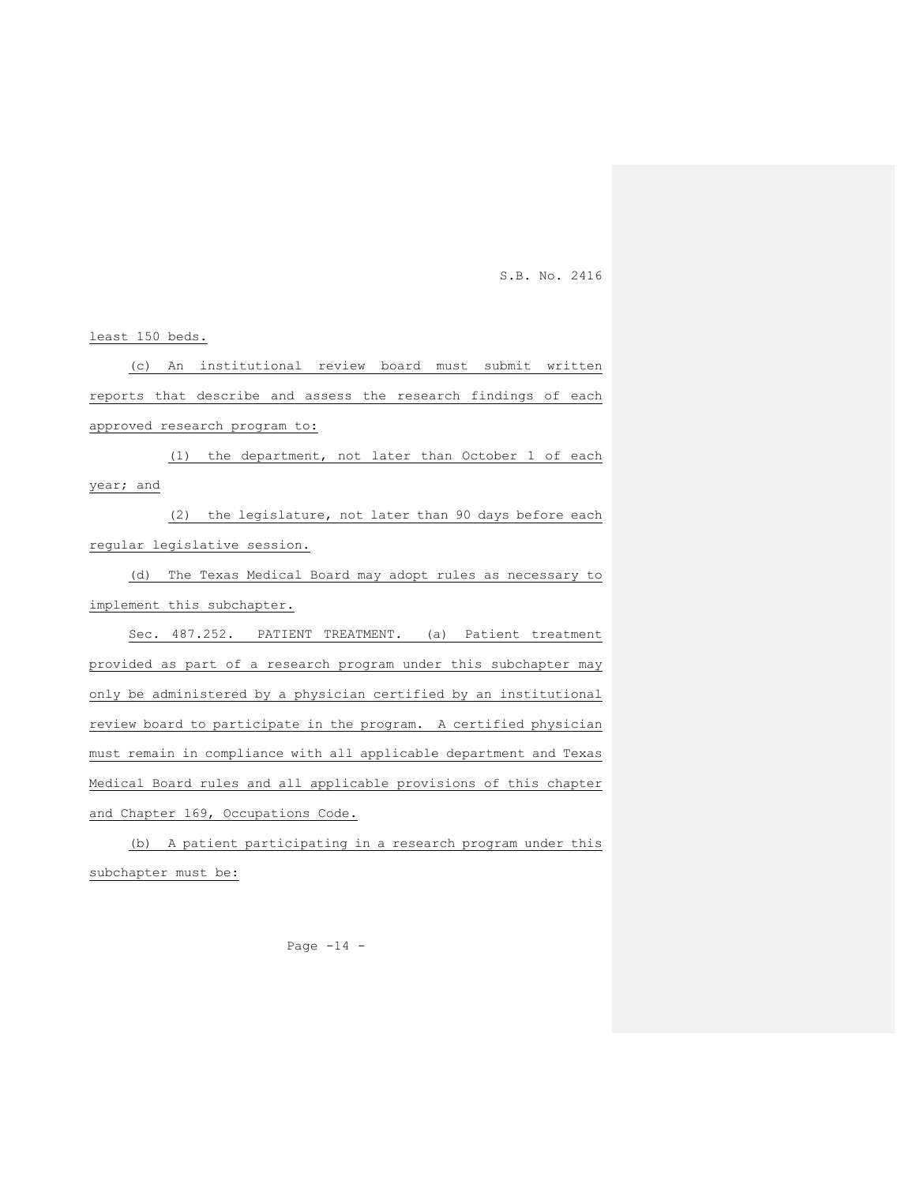least 150 beds.

(c) An institutional review board must submit written reports that describe and assess the research findings of each approved research program to:

(1) the department, not later than October 1 of each year; and

(2) the legislature, not later than 90 days before each regular legislative session.

(d) The Texas Medical Board may adopt rules as necessary to implement this subchapter.

Sec. 487.252. PATIENT TREATMENT. (a) Patient treatment provided as part of a research program under this subchapter may only be administered by a physician certified by an institutional review board to participate in the program. A certified physician must remain in compliance with all applicable department and Texas Medical Board rules and all applicable provisions of this chapter and Chapter 169, Occupations Code.

(b) A patient participating in a research program under this subchapter must be: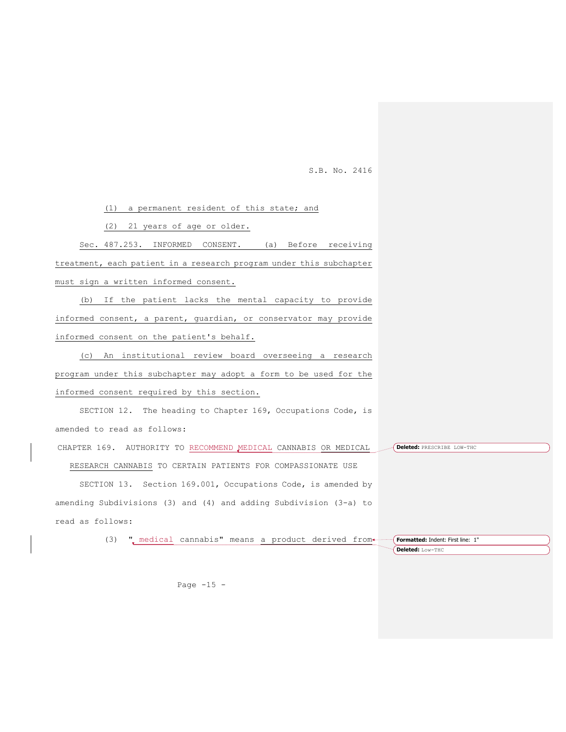(1) a permanent resident of this state; and

(2) 21 years of age or older.

Sec. 487.253. INFORMED CONSENT. (a) Before receiving treatment, each patient in a research program under this subchapter must sign a written informed consent.

(b) If the patient lacks the mental capacity to provide informed consent, a parent, guardian, or conservator may provide informed consent on the patient's behalf.

(c) An institutional review board overseeing a research program under this subchapter may adopt a form to be used for the informed consent required by this section.

SECTION 12. The heading to Chapter 169, Occupations Code, is amended to read as follows:

CHAPTER 169. AUTHORITY TO RECOMMEND MEDICAL CANNABIS OR MEDICAL RESEARCH CANNABIS TO CERTAIN PATIENTS FOR COMPASSIONATE USE

SECTION 13. Section 169.001, Occupations Code, is amended by amending Subdivisions (3) and (4) and adding Subdivision (3-a) to read as follows:

(3) "medical cannabis" means a product derived from

Deleted: PRESCRIBE LOW-THC

Formatted: Indent: First line: 1"

Deleted: Low-THC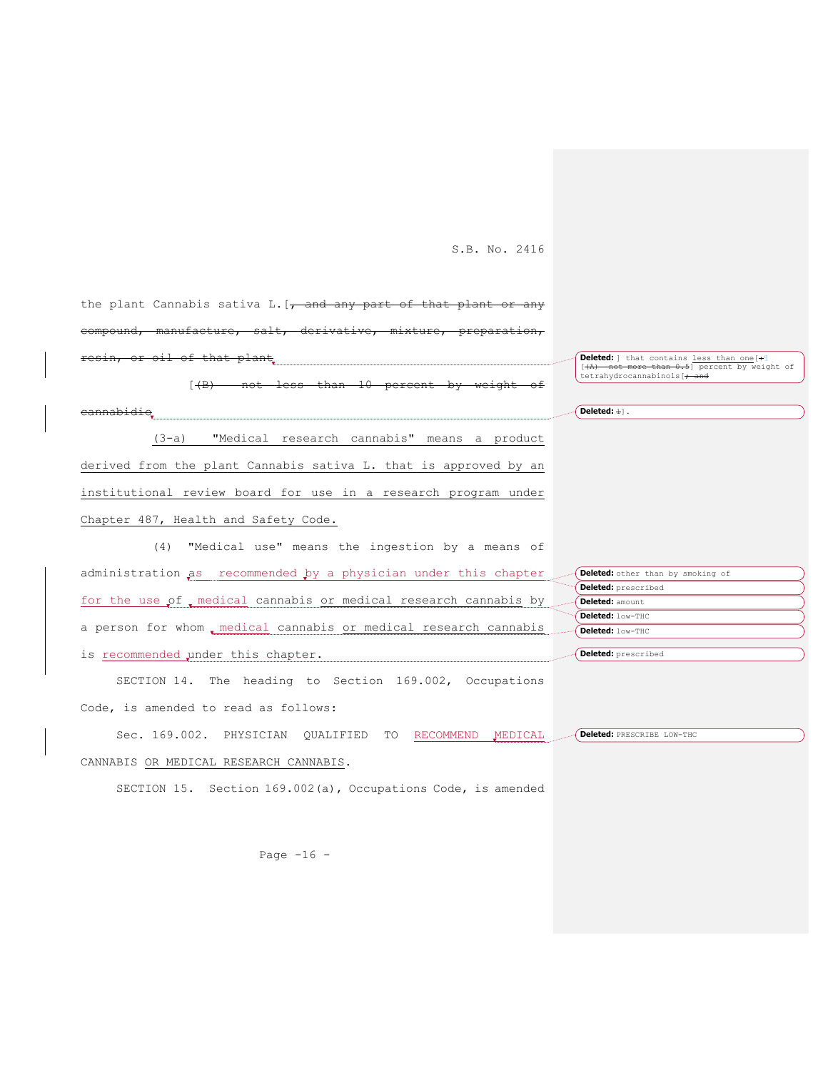the plant Cannabis sativa L.[, and any part of that plant or any compound, manufacture, salt, derivative, mixture, preparation, resin, or oil of that plant

[(B) not less than 10 percent by weight of cannabidiol

(3-a) "Medical research cannabis" means a product derived from the plant Cannabis sativa L. that is approved by an institutional review board for use in a research program under Chapter 487, Health and Safety Code.

(4) "Medical use" means the ingestion by a means of administration as recommended by a physician under this chapter for the use of medical cannabis or medical research cannabis by a person for whom medical cannabis or medical research cannabis is recommended under this chapter.

SECTION 14. The heading to Section 169.002, Occupations Code, is amended to read as follows:

Sec. 169.002. PHYSICIAN QUALIFIED TO RECOMMEND MEDICAL CANNABIS OR MEDICAL RESEARCH CANNABIS.

SECTION 15. Section 169.002(a), Occupations Code, is amended

**Deleted:** ] that contains less than one[: [(A) not more than 0.5] percent by weight of tetrahydrocannabinols[; and

**Deleted:** ;].

**Deleted:** other than by smoking of

**Deleted:** prescribed

**Deleted:** amount

**Deleted:** low-THC

**Deleted:** low-THC

**Deleted:** prescribed

**Deleted:** PRESCRIBE LOW-THC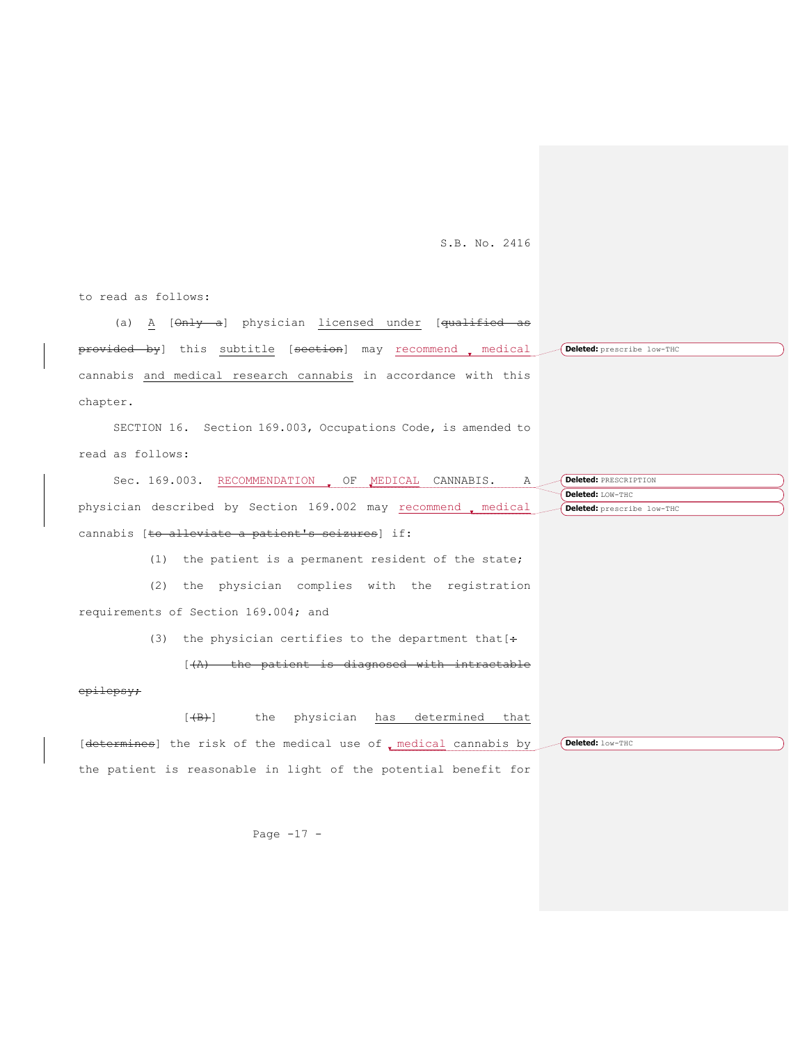to read as follows:

(a) A [~~Only a~~] physician licensed under [~~qualified as provided by~~] this subtitle [~~section~~] may recommend medical cannabis and medical research cannabis in accordance with this chapter.

Deleted: prescribe low-THC

SECTION 16. Section 169.003, Occupations Code, is amended to read as follows:

Sec. 169.003. RECOMMENDATION OF MEDICAL CANNABIS. A physician described by Section 169.002 may recommend medical cannabis [~~to alleviate a patient's seizures~~] if:

Deleted: PRESCRIPTION

Deleted: LOW-THC

Deleted: prescribe low-THC

(1) the patient is a permanent resident of the state;

(2) the physician complies with the registration requirements of Section 169.004; and

(3) the physician certifies to the department that[~~:~~]

[~~(A) the patient is diagnosed with intractable epilepsy;~~]

[~~(B)~~] the physician has determined that [~~determines~~] the risk of the medical use of medical cannabis by the patient is reasonable in light of the potential benefit for

Deleted: low-THC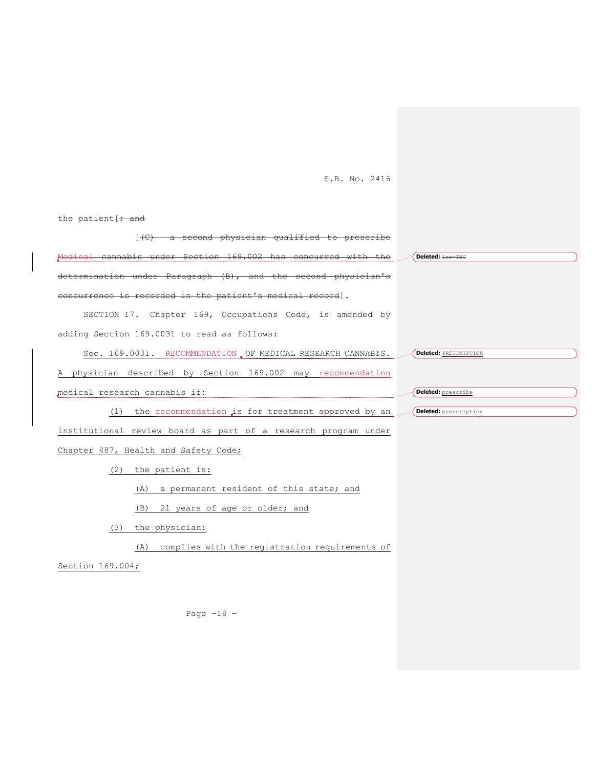S.B. No. 2416

the patient[~~; and~~

[~~(C) a second physician qualified to prescribe Medical cannabis under Section 169.002 has concurred with the determination under Paragraph (B), and the second physician's concurrence is recorded in the patient's medical record~~].

SECTION 17. Chapter 169, Occupations Code, is amended by adding Section 169.0031 to read as follows:

Sec. 169.0031. RECOMMENDATION OF MEDICAL RESEARCH CANNABIS. A physician described by Section 169.002 may recommendation medical research cannabis if:

(1) the recommendation is for treatment approved by an institutional review board as part of a research program under Chapter 487, Health and Safety Code;

(2) the patient is:

(A) a permanent resident of this state; and

(B) 21 years of age or older; and

(3) the physician:

(A) complies with the registration requirements of Section 169.004;

Deleted: low-THC

Deleted: PRESCRIPTION

Deleted: prescribe

Deleted: prescription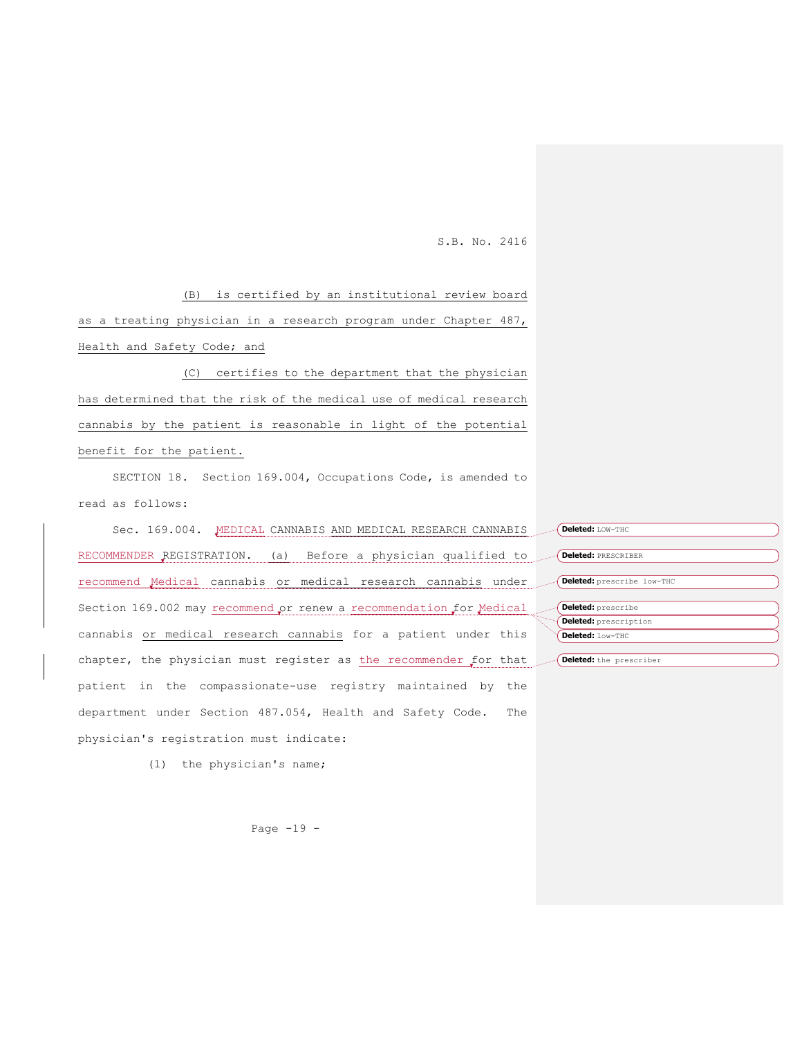(B) is certified by an institutional review board as a treating physician in a research program under Chapter 487, Health and Safety Code; and

(C) certifies to the department that the physician has determined that the risk of the medical use of medical research cannabis by the patient is reasonable in light of the potential benefit for the patient.

SECTION 18. Section 169.004, Occupations Code, is amended to read as follows:

Sec. 169.004. MEDICAL CANNABIS AND MEDICAL RESEARCH CANNABIS RECOMMENDER REGISTRATION. (a) Before a physician qualified to recommend Medical cannabis or medical research cannabis under Section 169.002 may recommend or renew a recommendation for Medical cannabis or medical research cannabis for a patient under this chapter, the physician must register as the recommender for that patient in the compassionate-use registry maintained by the department under Section 487.054, Health and Safety Code. The physician's registration must indicate:

(1) the physician's name;

Deleted: LOW-THC

Deleted: PRESCRIBER

Deleted: prescribe low-THC

Deleted: prescribe

Deleted: prescription

Deleted: low-THC

Deleted: the prescriber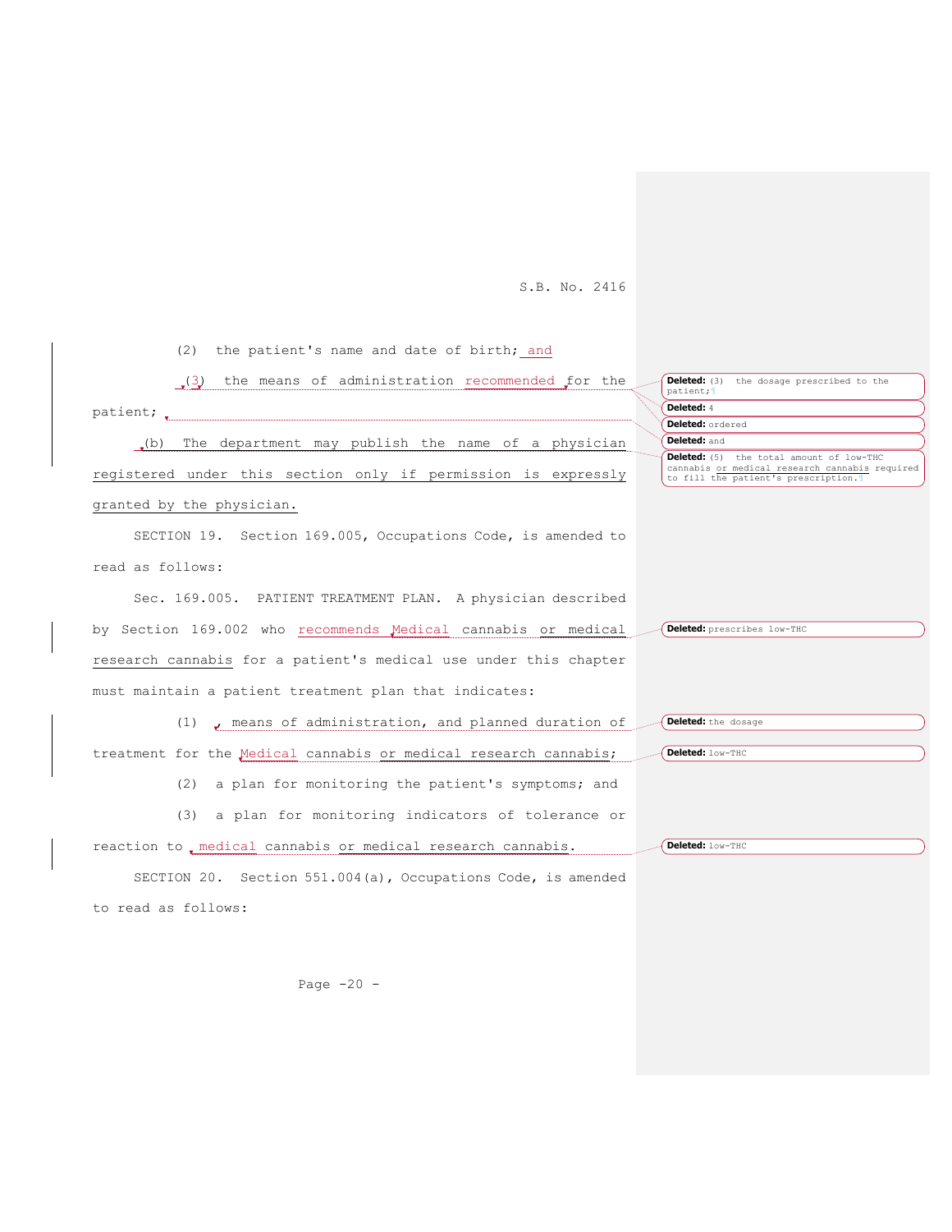(2) the patient's name and date of birth; and

(3) the means of administration recommended for the patient;

(b) The department may publish the name of a physician registered under this section only if permission is expressly granted by the physician.

SECTION 19. Section 169.005, Occupations Code, is amended to read as follows:

Sec. 169.005. PATIENT TREATMENT PLAN. A physician described by Section 169.002 who recommends Medical cannabis or medical research cannabis for a patient's medical use under this chapter must maintain a patient treatment plan that indicates:

(1) , means of administration, and planned duration of treatment for the Medical cannabis or medical research cannabis;

(2) a plan for monitoring the patient's symptoms; and

(3) a plan for monitoring indicators of tolerance or reaction to medical cannabis or medical research cannabis.

SECTION 20. Section 551.004(a), Occupations Code, is amended to read as follows:

**Deleted:** (3) the dosage prescribed to the patient;

**Deleted:** 4

**Deleted:** ordered

**Deleted:** and

**Deleted:** (5) the total amount of low-THC cannabis or medical research cannabis required to fill the patient's prescription.

**Deleted:** prescribes low-THC

**Deleted:** the dosage

**Deleted:** low-THC

**Deleted:** low-THC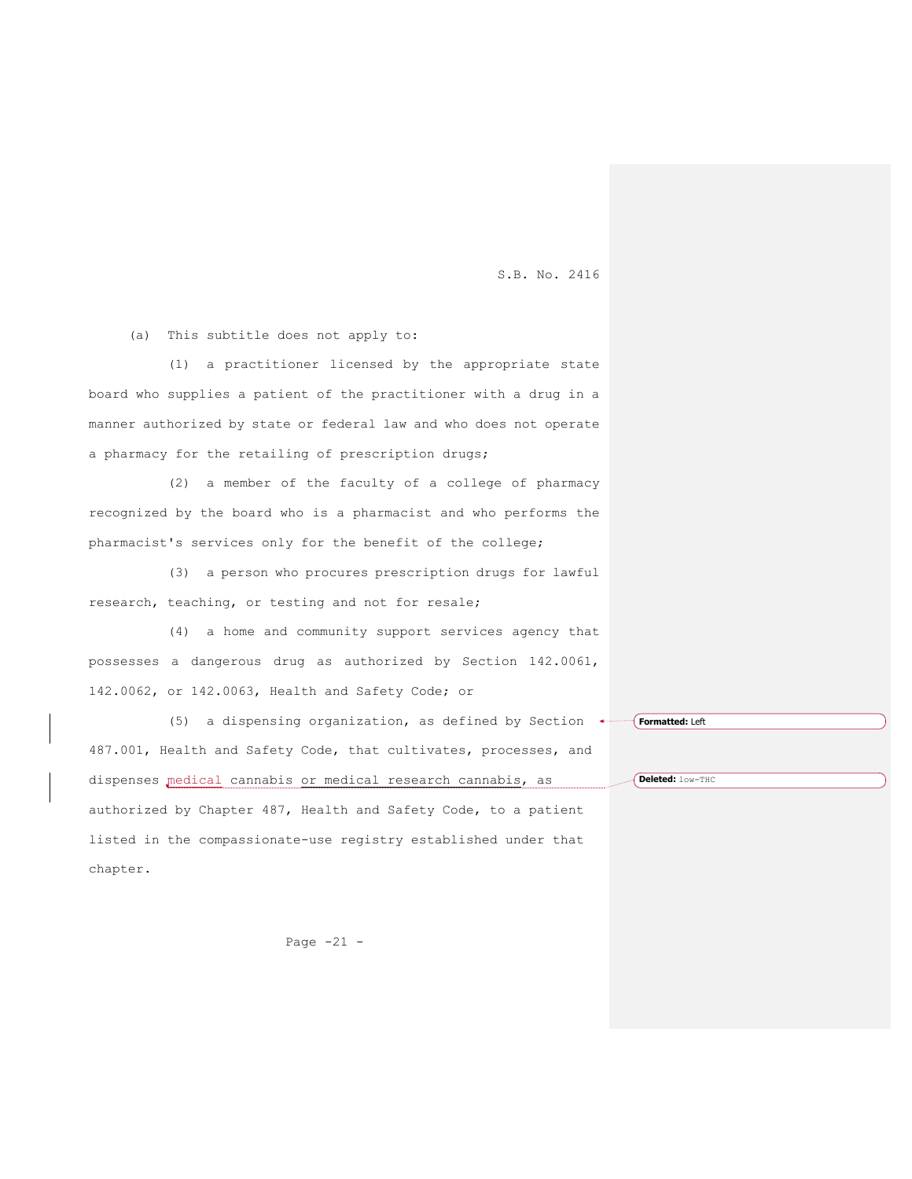(a) This subtitle does not apply to:

(1) a practitioner licensed by the appropriate state board who supplies a patient of the practitioner with a drug in a manner authorized by state or federal law and who does not operate a pharmacy for the retailing of prescription drugs;

(2) a member of the faculty of a college of pharmacy recognized by the board who is a pharmacist and who performs the pharmacist's services only for the benefit of the college;

(3) a person who procures prescription drugs for lawful research, teaching, or testing and not for resale;

(4) a home and community support services agency that possesses a dangerous drug as authorized by Section 142.0061, 142.0062, or 142.0063, Health and Safety Code; or

(5) a dispensing organization, as defined by Section 487.001, Health and Safety Code, that cultivates, processes, and dispenses medical cannabis or medical research cannabis, as authorized by Chapter 487, Health and Safety Code, to a patient listed in the compassionate-use registry established under that chapter.

Formatted: Left

Deleted: low-THC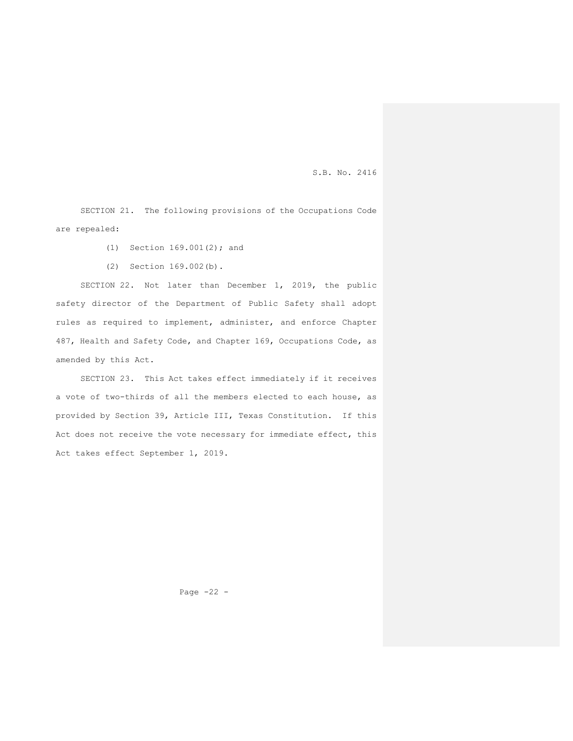SECTION 21. The following provisions of the Occupations Code are repealed:

(1) Section 169.001(2); and

(2) Section 169.002(b).

SECTION 22. Not later than December 1, 2019, the public safety director of the Department of Public Safety shall adopt rules as required to implement, administer, and enforce Chapter 487, Health and Safety Code, and Chapter 169, Occupations Code, as amended by this Act.

SECTION 23. This Act takes effect immediately if it receives a vote of two-thirds of all the members elected to each house, as provided by Section 39, Article III, Texas Constitution. If this Act does not receive the vote necessary for immediate effect, this Act takes effect September 1, 2019.